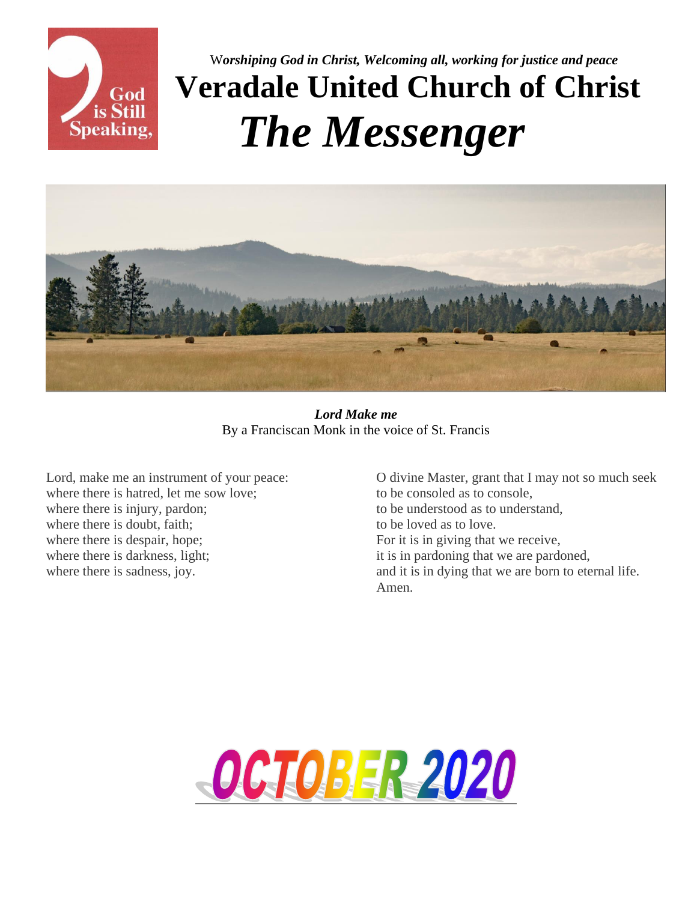*Worshiping God in Christ, Welcoming all, working for justice and peace*

# Veradale United Church of Christ

# *The Messenger*

***Lord Make me***
By a Franciscan Monk in the voice of St. Francis

Lord, make me an instrument of your peace:
where there is hatred, let me sow love;
where there is injury, pardon;
where there is doubt, faith;
where there is despair, hope;
where there is darkness, light;
where there is sadness, joy.

O divine Master, grant that I may not so much seek
to be consoled as to console,
to be understood as to understand,
to be loved as to love.
For it is in giving that we receive,
it is in pardoning that we are pardoned,
and it is in dying that we are born to eternal life.
Amen.

## OCTOBER 2020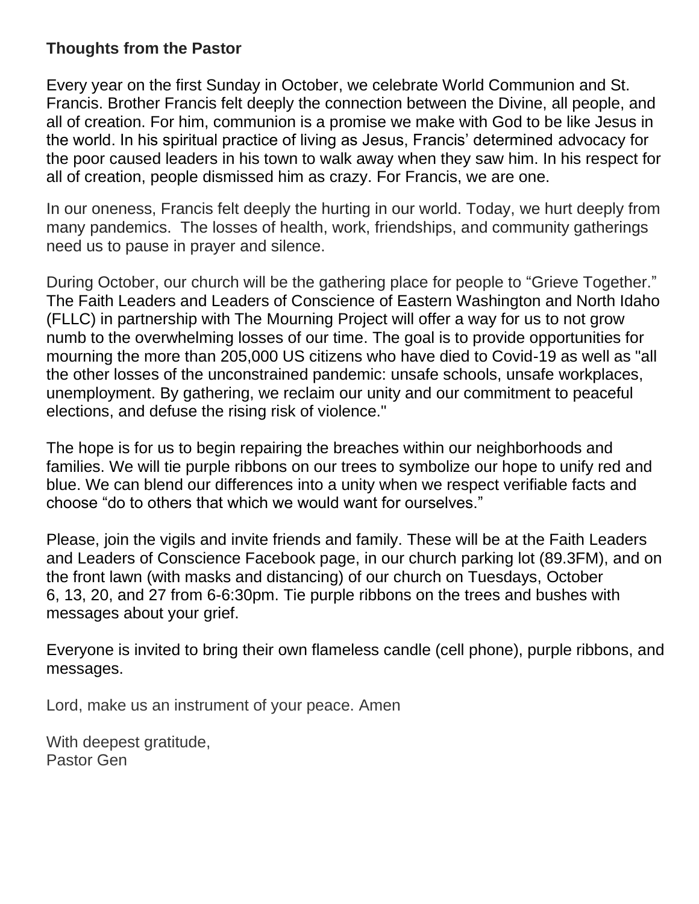**Thoughts from the Pastor**

Every year on the first Sunday in October, we celebrate World Communion and St. Francis. Brother Francis felt deeply the connection between the Divine, all people, and all of creation. For him, communion is a promise we make with God to be like Jesus in the world. In his spiritual practice of living as Jesus, Francis' determined advocacy for the poor caused leaders in his town to walk away when they saw him. In his respect for all of creation, people dismissed him as crazy. For Francis, we are one.

In our oneness, Francis felt deeply the hurting in our world. Today, we hurt deeply from many pandemics. The losses of health, work, friendships, and community gatherings need us to pause in prayer and silence.

During October, our church will be the gathering place for people to "Grieve Together." The Faith Leaders and Leaders of Conscience of Eastern Washington and North Idaho (FLLC) in partnership with The Mourning Project will offer a way for us to not grow numb to the overwhelming losses of our time. The goal is to provide opportunities for mourning the more than 205,000 US citizens who have died to Covid-19 as well as "all the other losses of the unconstrained pandemic: unsafe schools, unsafe workplaces, unemployment. By gathering, we reclaim our unity and our commitment to peaceful elections, and defuse the rising risk of violence."

The hope is for us to begin repairing the breaches within our neighborhoods and families. We will tie purple ribbons on our trees to symbolize our hope to unify red and blue. We can blend our differences into a unity when we respect verifiable facts and choose "do to others that which we would want for ourselves."

Please, join the vigils and invite friends and family. These will be at the Faith Leaders and Leaders of Conscience Facebook page, in our church parking lot (89.3FM), and on the front lawn (with masks and distancing) of our church on Tuesdays, October 6, 13, 20, and 27 from 6-6:30pm. Tie purple ribbons on the trees and bushes with messages about your grief.

Everyone is invited to bring their own flameless candle (cell phone), purple ribbons, and messages.

Lord, make us an instrument of your peace. Amen

With deepest gratitude,
Pastor Gen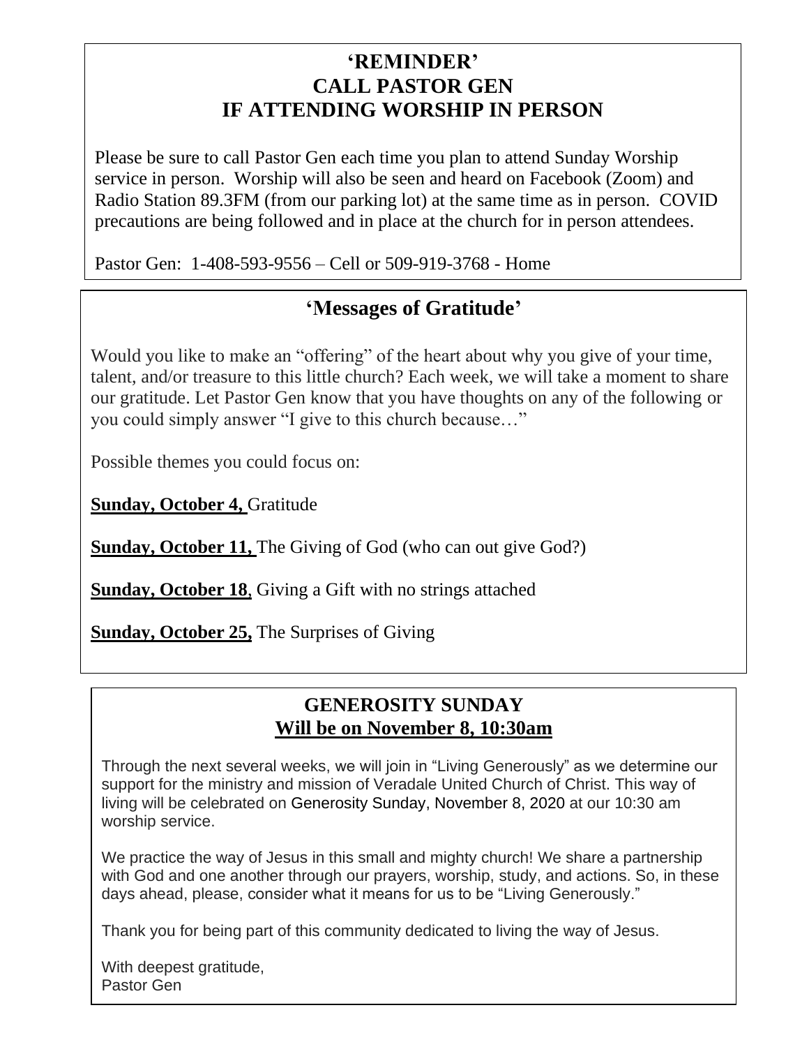## 'REMINDER'
## CALL PASTOR GEN
## IF ATTENDING WORSHIP IN PERSON

Please be sure to call Pastor Gen each time you plan to attend Sunday Worship service in person. Worship will also be seen and heard on Facebook (Zoom) and Radio Station 89.3FM (from our parking lot) at the same time as in person. COVID precautions are being followed and in place at the church for in person attendees.

Pastor Gen: 1-408-593-9556 – Cell or 509-919-3768 - Home

## 'Messages of Gratitude'

Would you like to make an "offering" of the heart about why you give of your time, talent, and/or treasure to this little church? Each week, we will take a moment to share our gratitude. Let Pastor Gen know that you have thoughts on any of the following or you could simply answer "I give to this church because…"

Possible themes you could focus on:

**Sunday, October 4,** Gratitude

**Sunday, October 11,** The Giving of God (who can out give God?)

**Sunday, October 18**, Giving a Gift with no strings attached

**Sunday, October 25,** The Surprises of Giving

## GENEROSITY SUNDAY
## Will be on November 8, 10:30am

Through the next several weeks, we will join in "Living Generously" as we determine our support for the ministry and mission of Veradale United Church of Christ. This way of living will be celebrated on Generosity Sunday, November 8, 2020 at our 10:30 am worship service.

We practice the way of Jesus in this small and mighty church! We share a partnership with God and one another through our prayers, worship, study, and actions. So, in these days ahead, please, consider what it means for us to be "Living Generously."

Thank you for being part of this community dedicated to living the way of Jesus.

With deepest gratitude,
Pastor Gen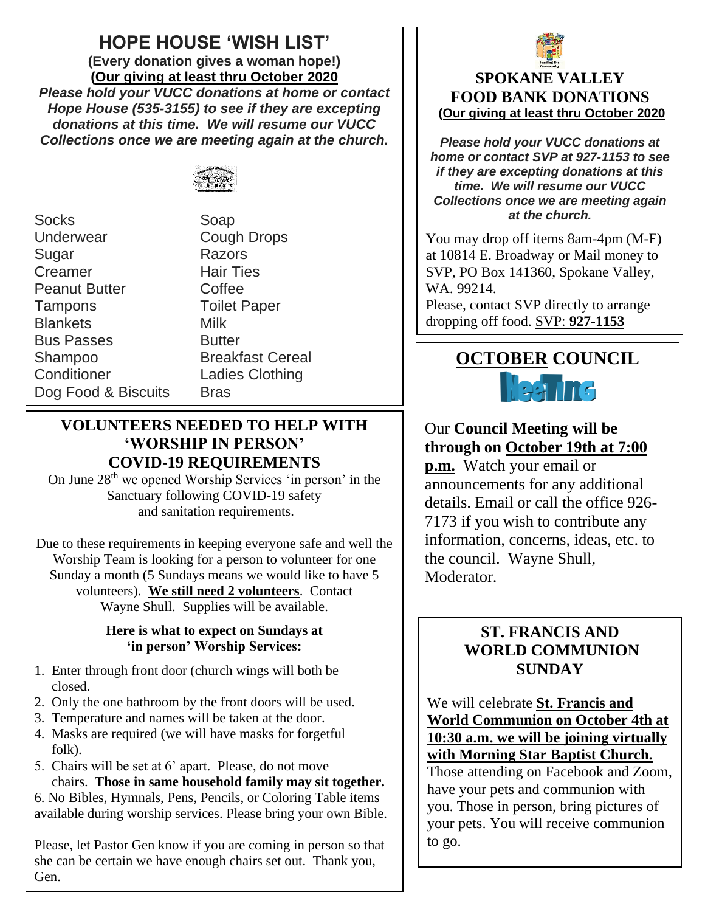## HOPE HOUSE 'WISH LIST'

**(Every donation gives a woman hope!)**

**(Our giving at least thru October 2020**

***Please hold your VUCC donations at home or contact Hope House (535-3155) to see if they are excepting donations at this time. We will resume our VUCC Collections once we are meeting again at the church.***

| | |
|---|---|
| Socks | Soap |
| Underwear | Cough Drops |
| Sugar | Razors |
| Creamer | Hair Ties |
| Peanut Butter | Coffee |
| Tampons | Toilet Paper |
| Blankets | Milk |
| Bus Passes | Butter |
| Shampoo | Breakfast Cereal |
| Conditioner | Ladies Clothing |
| Dog Food & Biscuits | Bras |

## VOLUNTEERS NEEDED TO HELP WITH 'WORSHIP IN PERSON' COVID-19 REQUIREMENTS

On June 28th we opened Worship Services 'in person' in the Sanctuary following COVID-19 safety and sanitation requirements.

Due to these requirements in keeping everyone safe and well the Worship Team is looking for a person to volunteer for one Sunday a month (5 Sundays means we would like to have 5 volunteers). **We still need 2 volunteers**. Contact Wayne Shull. Supplies will be available.

**Here is what to expect on Sundays at 'in person' Worship Services:**

1. Enter through front door (church wings will both be closed.
2. Only the one bathroom by the front doors will be used.
3. Temperature and names will be taken at the door.
4. Masks are required (we will have masks for forgetful folk).
5. Chairs will be set at 6' apart. Please, do not move chairs. **Those in same household family may sit together.**
6. No Bibles, Hymnals, Pens, Pencils, or Coloring Table items available during worship services. Please bring your own Bible.

Please, let Pastor Gen know if you are coming in person so that she can be certain we have enough chairs set out. Thank you, Gen.

## SPOKANE VALLEY FOOD BANK DONATIONS

**(Our giving at least thru October 2020**

***Please hold your VUCC donations at home or contact SVP at 927-1153 to see if they are excepting donations at this time. We will resume our VUCC Collections once we are meeting again at the church.***

You may drop off items 8am-4pm (M-F) at 10814 E. Broadway or Mail money to SVP, PO Box 141360, Spokane Valley, WA. 99214.

Please, contact SVP directly to arrange dropping off food. SVP: **927-1153**

## OCTOBER COUNCIL Meeting

Our **Council Meeting will be through on October 19th at 7:00 p.m.** Watch your email or announcements for any additional details. Email or call the office 926-7173 if you wish to contribute any information, concerns, ideas, etc. to the council. Wayne Shull, Moderator.

## ST. FRANCIS AND WORLD COMMUNION SUNDAY

We will celebrate **St. Francis and World Communion on October 4th at 10:30 a.m. we will be joining virtually with Morning Star Baptist Church.** Those attending on Facebook and Zoom, have your pets and communion with you. Those in person, bring pictures of your pets. You will receive communion to go.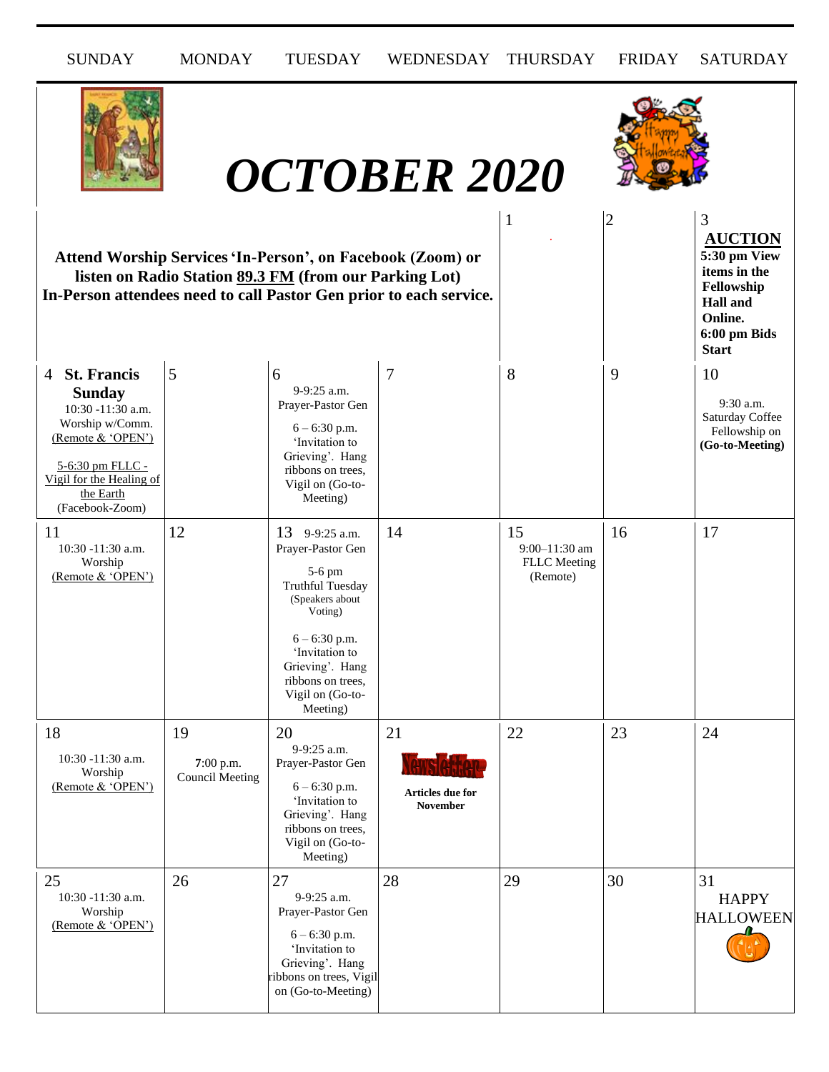# OCTOBER 2020

| SUNDAY | MONDAY | TUESDAY | WEDNESDAY | THURSDAY | FRIDAY | SATURDAY |
|---|---|---|---|---|---|---|
| **Attend Worship Services 'In-Person', on Facebook (Zoom) or listen on Radio Station 89.3 FM (from our Parking Lot) In-Person attendees need to call Pastor Gen prior to each service.** | | | | 1 | 2 | 3 **AUCTION** **5:30 pm View items in the Fellowship Hall and Online.** **6:00 pm Bids Start** |
| 4 **St. Francis Sunday** 10:30 -11:30 a.m. Worship w/Comm. (Remote & 'OPEN') 5-6:30 pm FLLC - Vigil for the Healing of the Earth (Facebook-Zoom) | 5 | 6 9-9:25 a.m. Prayer-Pastor Gen 6 – 6:30 p.m. 'Invitation to Grieving'. Hang ribbons on trees, Vigil on (Go-to-Meeting) | 7 | 8 | 9 | 10 9:30 a.m. Saturday Coffee Fellowship on **(Go-to-Meeting)** |
| 11 10:30 -11:30 a.m. Worship (Remote & 'OPEN') | 12 | 13 9-9:25 a.m. Prayer-Pastor Gen 5-6 pm Truthful Tuesday (Speakers about Voting) 6 – 6:30 p.m. 'Invitation to Grieving'. Hang ribbons on trees, Vigil on (Go-to-Meeting) | 14 | 15 9:00–11:30 am FLLC Meeting (Remote) | 16 | 17 |
| 18 10:30 -11:30 a.m. Worship (Remote & 'OPEN') | 19 7:00 p.m. Council Meeting | 20 9-9:25 a.m. Prayer-Pastor Gen 6 – 6:30 p.m. 'Invitation to Grieving'. Hang ribbons on trees, Vigil on (Go-to-Meeting) | 21 Newsletter **Articles due for November** | 22 | 23 | 24 |
| 25 10:30 -11:30 a.m. Worship (Remote & 'OPEN') | 26 | 27 9-9:25 a.m. Prayer-Pastor Gen 6 – 6:30 p.m. 'Invitation to Grieving'. Hang ribbons on trees, Vigil on (Go-to-Meeting) | 28 | 29 | 30 | 31 HAPPY HALLOWEEN |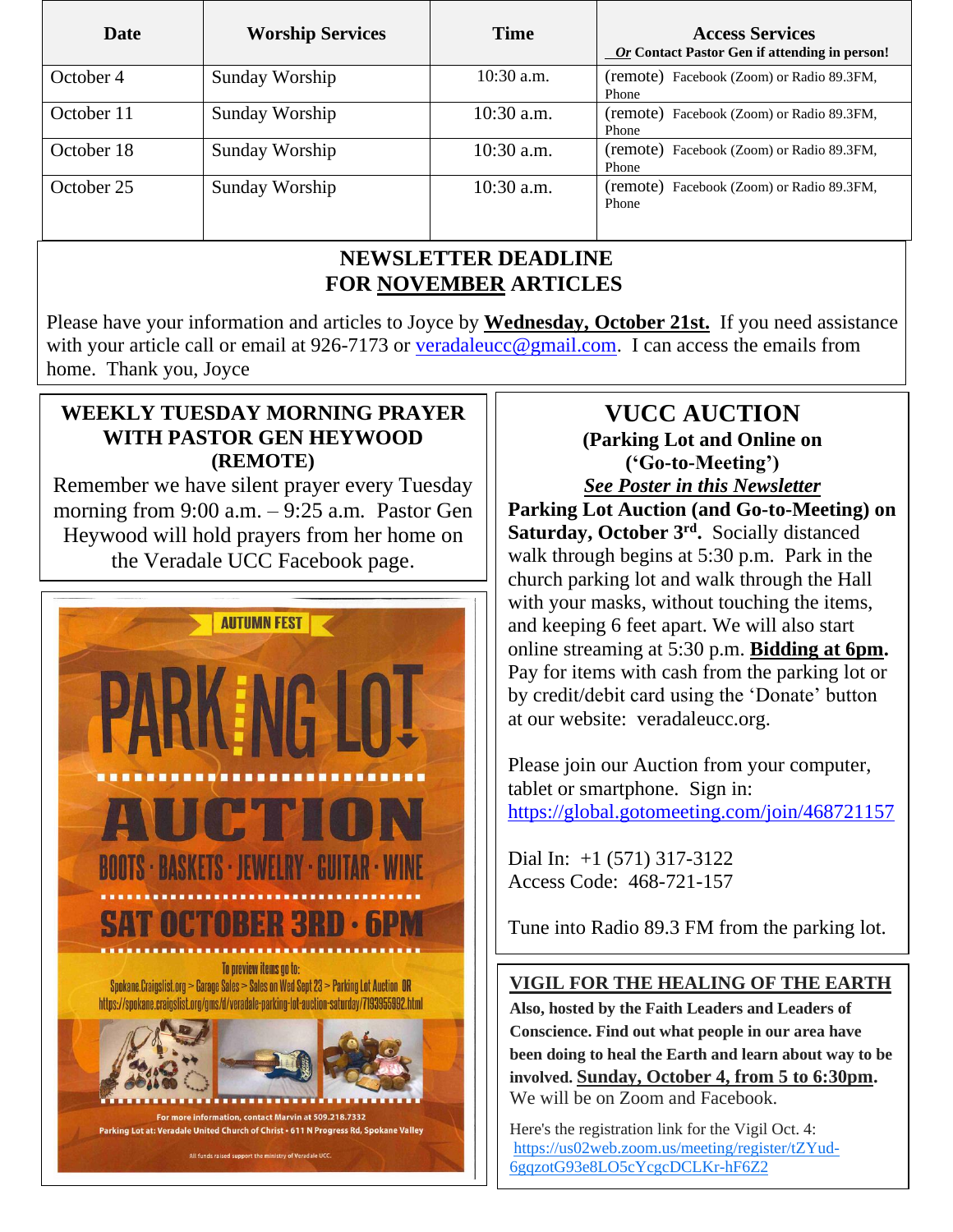| Date | Worship Services | Time | Access Services _Or Contact Pastor Gen if attending in person!_ |
|---|---|---|---|
| October 4 | Sunday Worship | 10:30 a.m. | (remote) Facebook (Zoom) or Radio 89.3FM, Phone |
| October 11 | Sunday Worship | 10:30 a.m. | (remote) Facebook (Zoom) or Radio 89.3FM, Phone |
| October 18 | Sunday Worship | 10:30 a.m. | (remote) Facebook (Zoom) or Radio 89.3FM, Phone |
| October 25 | Sunday Worship | 10:30 a.m. | (remote) Facebook (Zoom) or Radio 89.3FM, Phone |

## NEWSLETTER DEADLINE FOR NOVEMBER ARTICLES

Please have your information and articles to Joyce by **Wednesday, October 21st.** If you need assistance with your article call or email at 926-7173 or veradaleucc@gmail.com. I can access the emails from home. Thank you, Joyce

## WEEKLY TUESDAY MORNING PRAYER WITH PASTOR GEN HEYWOOD (REMOTE)

Remember we have silent prayer every Tuesday morning from 9:00 a.m. – 9:25 a.m. Pastor Gen Heywood will hold prayers from her home on the Veradale UCC Facebook page.

AUTUMN FEST

PARKING LOT AUCTION

BOOTS · BASKETS · JEWELRY · GUITAR · WINE

SAT OCTOBER 3RD · 6PM

To preview items go to:
Spokane.Craigslist.org > Garage Sales > Sales on Wed Sept 23 > Parking Lot Auction OR
https://spokane.craigslist.org/gms/d/veradale-parking-lot-auction-saturday/7193955992.html

For more information, contact Marvin at 509.218.7332
Parking Lot at: Veradale United Church of Christ • 611 N Progress Rd, Spokane Valley

All funds raised support the ministry of Veradale UCC.

## VUCC AUCTION

**(Parking Lot and Online on ('Go-to-Meeting')**

***See Poster in this Newsletter***

**Parking Lot Auction (and Go-to-Meeting) on Saturday, October 3rd.** Socially distanced walk through begins at 5:30 p.m. Park in the church parking lot and walk through the Hall with your masks, without touching the items, and keeping 6 feet apart. We will also start online streaming at 5:30 p.m. **Bidding at 6pm.** Pay for items with cash from the parking lot or by credit/debit card using the 'Donate' button at our website: veradaleucc.org.

Please join our Auction from your computer, tablet or smartphone. Sign in: https://global.gotomeeting.com/join/468721157

Dial In: +1 (571) 317-3122
Access Code: 468-721-157

Tune into Radio 89.3 FM from the parking lot.

## VIGIL FOR THE HEALING OF THE EARTH

**Also, hosted by the Faith Leaders and Leaders of Conscience. Find out what people in our area have been doing to heal the Earth and learn about way to be involved. Sunday, October 4, from 5 to 6:30pm.** We will be on Zoom and Facebook.

Here's the registration link for the Vigil Oct. 4: https://us02web.zoom.us/meeting/register/tZYud-6gqzotG93e8LO5cYcgcDCLKr-hF6Z2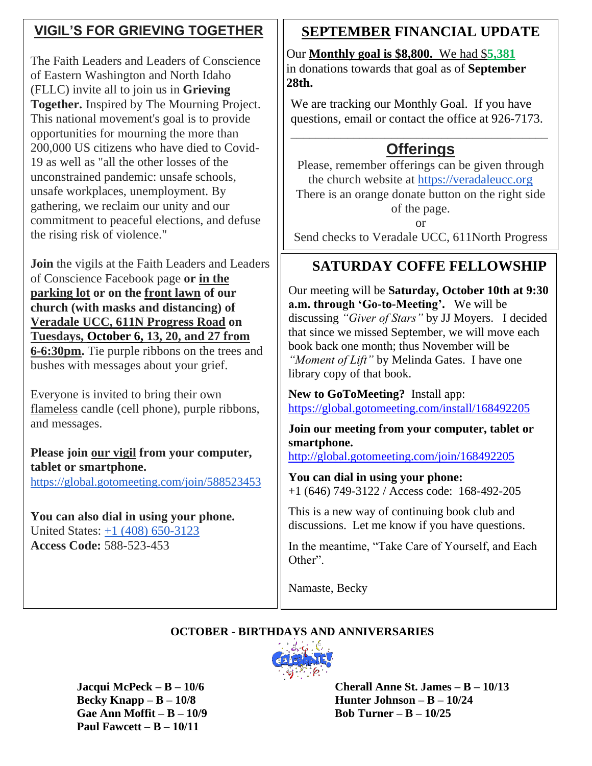## VIGIL'S FOR GRIEVING TOGETHER

The Faith Leaders and Leaders of Conscience of Eastern Washington and North Idaho (FLLC) invite all to join us in **Grieving Together.** Inspired by The Mourning Project. This national movement's goal is to provide opportunities for mourning the more than 200,000 US citizens who have died to Covid-19 as well as "all the other losses of the unconstrained pandemic: unsafe schools, unsafe workplaces, unemployment. By gathering, we reclaim our unity and our commitment to peaceful elections, and defuse the rising risk of violence."

**Join** the vigils at the Faith Leaders and Leaders of Conscience Facebook page **or in the parking lot or on the front lawn of our church (with masks and distancing) of Veradale UCC, 611N Progress Road on Tuesdays, October 6, 13, 20, and 27 from 6-6:30pm.** Tie purple ribbons on the trees and bushes with messages about your grief.

Everyone is invited to bring their own flameless candle (cell phone), purple ribbons, and messages.

**Please join our vigil from your computer, tablet or smartphone.**
https://global.gotomeeting.com/join/588523453

**You can also dial in using your phone.**
United States: +1 (408) 650-3123
**Access Code:** 588-523-453

## SEPTEMBER FINANCIAL UPDATE

Our **Monthly goal is $8,800.** We had $**5,381** in donations towards that goal as of **September 28th.**

We are tracking our Monthly Goal. If you have questions, email or contact the office at 926-7173.

## Offerings

Please, remember offerings can be given through the church website at https://veradaleucc.org
There is an orange donate button on the right side of the page.
or
Send checks to Veradale UCC, 611North Progress

## SATURDAY COFFE FELLOWSHIP

Our meeting will be **Saturday, October 10th at 9:30 a.m. through 'Go-to-Meeting'.** We will be discussing *"Giver of Stars"* by JJ Moyers. I decided that since we missed September, we will move each book back one month; thus November will be *"Moment of Lift"* by Melinda Gates. I have one library copy of that book.

**New to GoToMeeting?** Install app:
https://global.gotomeeting.com/install/168492205

**Join our meeting from your computer, tablet or smartphone.**
http://global.gotomeeting.com/join/168492205

**You can dial in using your phone:**
+1 (646) 749-3122 / Access code: 168-492-205

This is a new way of continuing book club and discussions. Let me know if you have questions.

In the meantime, "Take Care of Yourself, and Each Other".

Namaste, Becky

### OCTOBER - BIRTHDAYS AND ANNIVERSARIES

**Jacqui McPeck – B – 10/6**
**Becky Knapp – B – 10/8**
**Gae Ann Moffit – B – 10/9**
**Paul Fawcett – B – 10/11**
**Cherall Anne St. James – B – 10/13**
**Hunter Johnson – B – 10/24**
**Bob Turner – B – 10/25**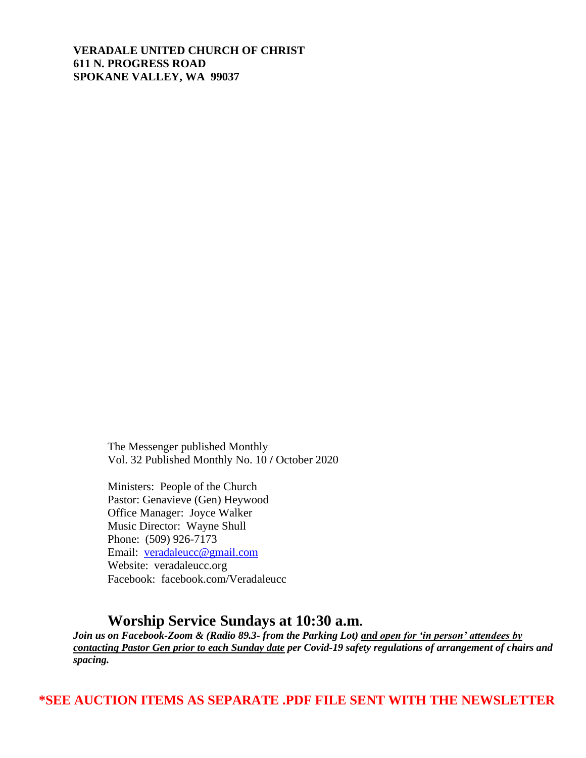**VERADALE UNITED CHURCH OF CHRIST**
**611 N. PROGRESS ROAD**
**SPOKANE VALLEY, WA 99037**

The Messenger published Monthly
Vol. 32 Published Monthly No. 10 / October 2020

Ministers: People of the Church
Pastor: Genavieve (Gen) Heywood
Office Manager: Joyce Walker
Music Director: Wayne Shull
Phone: (509) 926-7173
Email: veradaleucc@gmail.com
Website: veradaleucc.org
Facebook: facebook.com/Veradaleucc

## Worship Service Sundays at 10:30 a.m.

***Join us on Facebook-Zoom & (Radio 89.3- from the Parking Lot) <u>and open for 'in person' attendees by contacting Pastor Gen prior to each Sunday date</u> per Covid-19 safety regulations of arrangement of chairs and spacing.***

**\*SEE AUCTION ITEMS AS SEPARATE .PDF FILE SENT WITH THE NEWSLETTER**